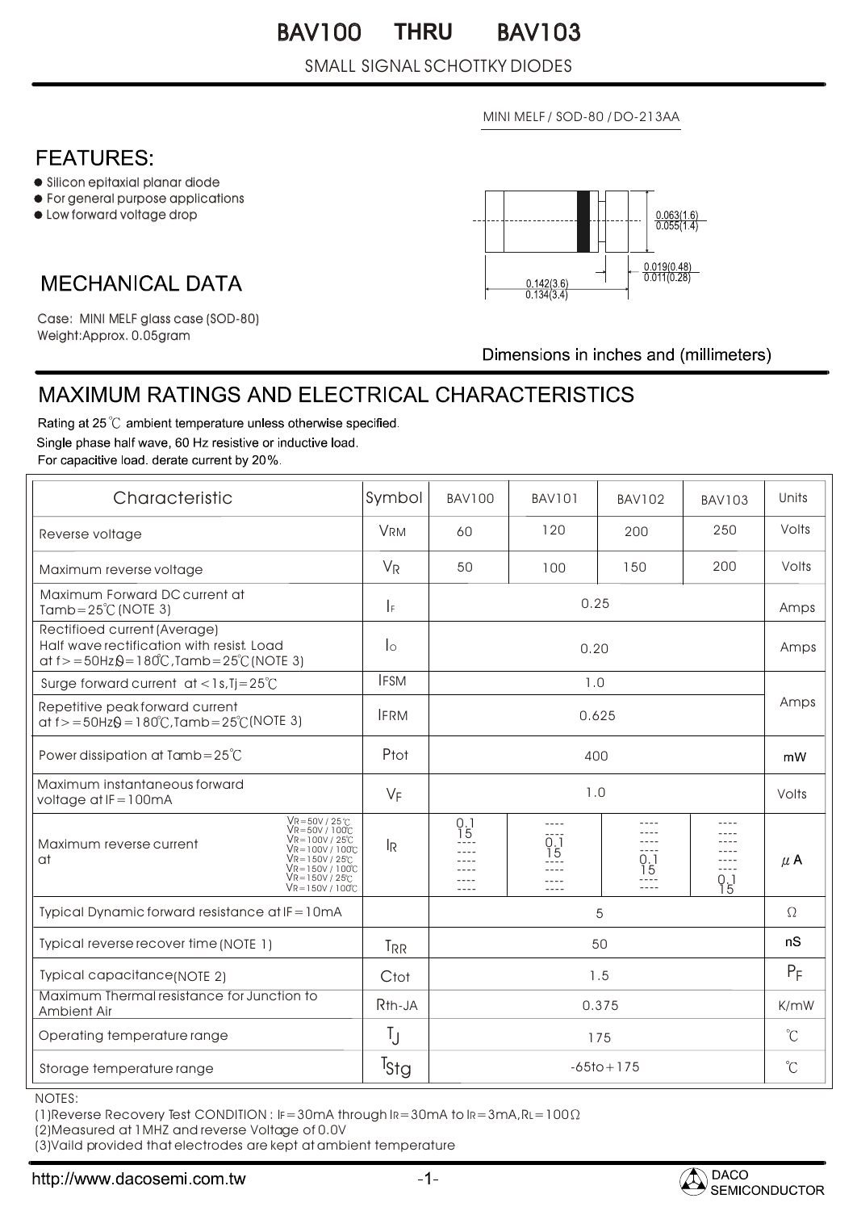# BAV100 THRU BAV103

SMALL SIGNAL SCHOTTKY DIODES

MINI MELF / SOD-80 / DO-213AA

## FEATURES:

- Silicon epitaxial planar diode
- For general purpose applications
- Low forward voltage drop

0.063(1.6)
0.055(1.4)

0.019(0.48)
0.011(0.28)

0.142(3.6)
0.134(3.4)

## MECHANICAL DATA

Case: MINI MELF glass case (SOD-80)
Weight:Approx. 0.05gram

Dimensions in inches and (millimeters)

## MAXIMUM RATINGS AND ELECTRICAL CHARACTERISTICS

Rating at 25℃ ambient temperature unless otherwise specified.
Single phase half wave, 60 Hz resistive or inductive load.
For capacitive load. derate current by 20%.

| Characteristic | Symbol | BAV100 | BAV101 | BAV102 | BAV103 | Units |
|---|---|---|---|---|---|---|
| Reverse voltage | $V_{RM}$ | 60 | 120 | 200 | 250 | Volts |
| Maximum reverse voltage | $V_R$ | 50 | 100 | 150 | 200 | Volts |
| Maximum Forward DC current at Tamb=25℃ (NOTE 3) | $I_F$ | 0.25 | | | | Amps |
| Rectifioed current (Average) Half wave rectification with resist. Load at f>=50Hz,θ=180℃,Tamb=25℃ (NOTE 3) | $I_O$ | 0.20 | | | | Amps |
| Surge forward current at <1s,Tj=25℃ | IFSM | 1.0 | | | | Amps |
| Repetitive peak forward current at f>=50Hz,θ=180℃,Tamb=25℃ (NOTE 3) | IFRM | 0.625 | | | | Amps |
| Power dissipation at Tamb=25℃ | Ptot | 400 | | | | mW |
| Maximum instantaneous forward voltage at IF=100mA | $V_F$ | 1.0 | | | | Volts |
| Maximum reverse current at $V_R$=50V / 25℃ | $I_R$ | 0.1 | ---- | ---- | ---- | μA |
| $V_R$=50V / 100℃ | | 15 | ---- | ---- | ---- | |
| $V_R$=100V / 25℃ | | ---- | 0.1 | ---- | ---- | |
| $V_R$=100V / 100℃ | | ---- | 15 | ---- | ---- | |
| $V_R$=150V / 25℃ | | ---- | ---- | 0.1 | ---- | |
| $V_R$=150V / 100℃ | | ---- | ---- | 15 | ---- | |
| $V_R$=150V / 25℃ | | ---- | ---- | ---- | 0.1 | |
| $V_R$=150V / 100℃ | | ---- | ---- | ---- | 15 | |
| Typical Dynamic forward resistance at IF=10mA | | 5 | | | | Ω |
| Typical reverse recover time (NOTE 1) | $T_{RR}$ | 50 | | | | nS |
| Typical capacitance (NOTE 2) | Ctot | 1.5 | | | | $P_F$ |
| Maximum Thermal resistance for Junction to Ambient Air | Rth-JA | 0.375 | | | | K/mW |
| Operating temperature range | $T_J$ | 175 | | | | ℃ |
| Storage temperature range | $T_{Stg}$ | -65to+175 | | | | ℃ |

NOTES:

(1)Reverse Recovery Test CONDITION : IF=30mA through IR=30mA to IR=3mA,RL=100Ω

(2)Measured at 1MHZ and reverse Voltage of 0.0V

(3)Vaild provided that electrodes are kept at ambient temperature

http://www.dacosemi.com.tw

DACO SEMICONDUCTOR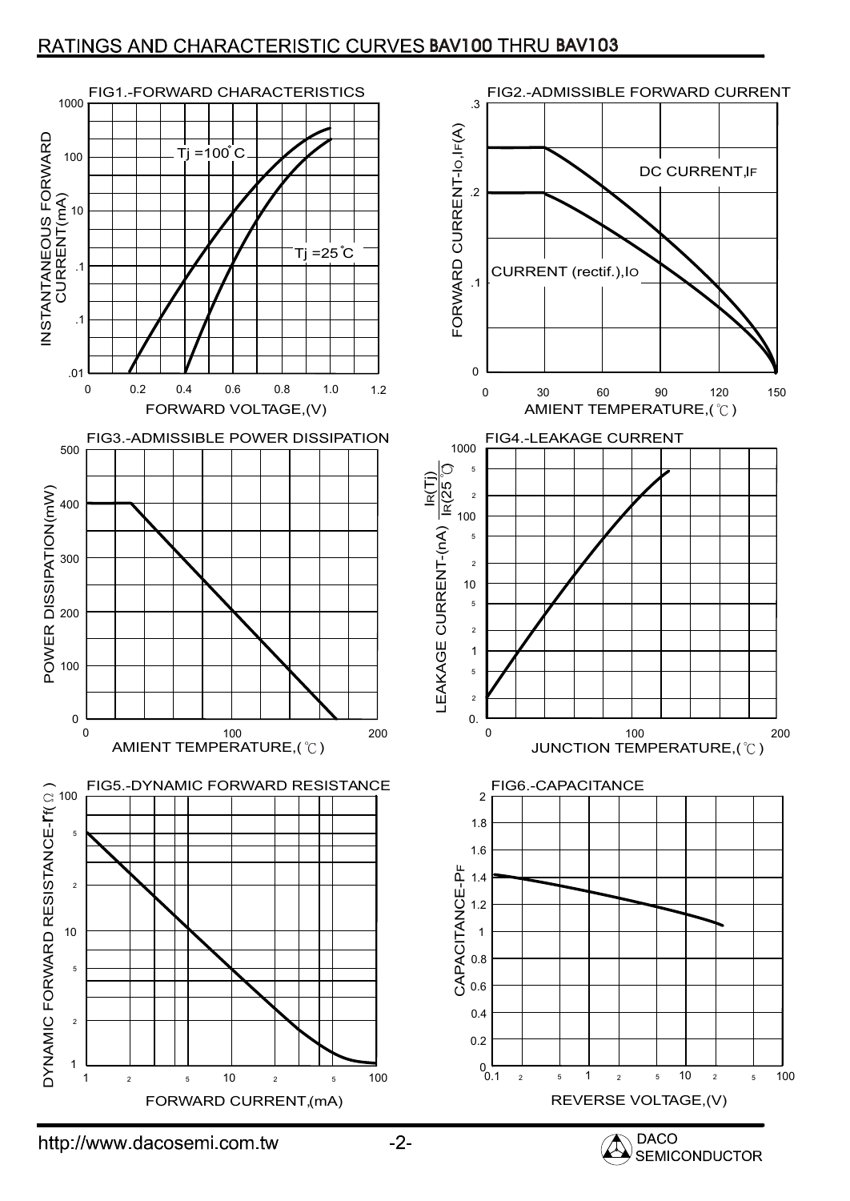## RATINGS AND CHARACTERISTIC CURVES BAV100 THRU BAV103

FIG1.-FORWARD CHARACTERISTICS

INSTANTANEOUS FORWARD CURRENT(mA)

1000
100
10
.1
.1
.01

Tj =100°C
Tj =25°C

0 0.2 0.4 0.6 0.8 1.0 1.2

FORWARD VOLTAGE,(V)

FIG2.-ADMISSIBLE FORWARD CURRENT

FORWARD CURRENT-IO,IF(A)

.3
.2
.1
0

DC CURRENT,IF
CURRENT (rectif.),IO

0 30 60 90 120 150

AMIENT TEMPERATURE,(℃)

FIG3.-ADMISSIBLE POWER DISSIPATION

POWER DISSIPATION(mW)

500
400
300
200
100
0

0 100 200

AMIENT TEMPERATURE,(℃)

FIG4.-LEAKAGE CURRENT

LEAKAGE CURRENT-(nA) $\frac{I_R(T_j)}{I_R(25°C)}$

1000
5
2
100
5
2
10
5
2
1
5
2
0.

0 100 200

JUNCTION TEMPERATURE,(℃)

FIG5.-DYNAMIC FORWARD RESISTANCE

DYNAMIC FORWARD RESISTANCE-rf(Ω)

100
5
2
10
5
2
1

1 2 5 10 2 5 100

FORWARD CURRENT,(mA)

FIG6.-CAPACITANCE

CAPACITANCE-PF

2
1.8
1.6
1.4
1.2
1
0.8
0.6
0.4
0.2
0

0.1 2 5 1 2 5 10 2 5 100

REVERSE VOLTAGE,(V)